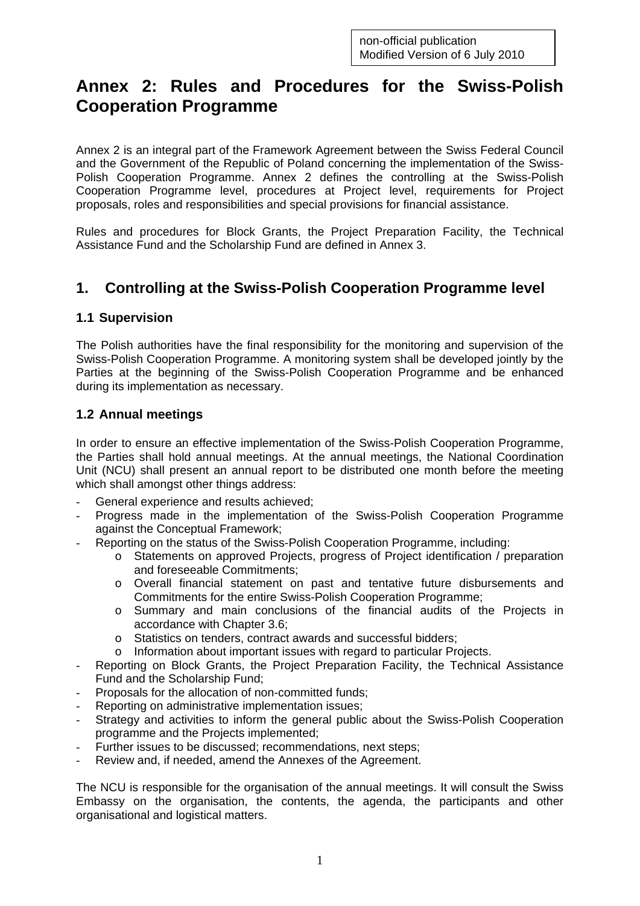non-official publication
Modified Version of 6 July 2010

# Annex 2: Rules and Procedures for the Swiss-Polish Cooperation Programme

Annex 2 is an integral part of the Framework Agreement between the Swiss Federal Council and the Government of the Republic of Poland concerning the implementation of the Swiss-Polish Cooperation Programme. Annex 2 defines the controlling at the Swiss-Polish Cooperation Programme level, procedures at Project level, requirements for Project proposals, roles and responsibilities and special provisions for financial assistance.

Rules and procedures for Block Grants, the Project Preparation Facility, the Technical Assistance Fund and the Scholarship Fund are defined in Annex 3.

## 1. Controlling at the Swiss-Polish Cooperation Programme level

### 1.1 Supervision

The Polish authorities have the final responsibility for the monitoring and supervision of the Swiss-Polish Cooperation Programme. A monitoring system shall be developed jointly by the Parties at the beginning of the Swiss-Polish Cooperation Programme and be enhanced during its implementation as necessary.

### 1.2 Annual meetings

In order to ensure an effective implementation of the Swiss-Polish Cooperation Programme, the Parties shall hold annual meetings. At the annual meetings, the National Coordination Unit (NCU) shall present an annual report to be distributed one month before the meeting which shall amongst other things address:

- General experience and results achieved;
- Progress made in the implementation of the Swiss-Polish Cooperation Programme against the Conceptual Framework;
- Reporting on the status of the Swiss-Polish Cooperation Programme, including:
  - Statements on approved Projects, progress of Project identification / preparation and foreseeable Commitments;
  - Overall financial statement on past and tentative future disbursements and Commitments for the entire Swiss-Polish Cooperation Programme;
  - Summary and main conclusions of the financial audits of the Projects in accordance with Chapter 3.6;
  - Statistics on tenders, contract awards and successful bidders;
  - Information about important issues with regard to particular Projects.
- Reporting on Block Grants, the Project Preparation Facility, the Technical Assistance Fund and the Scholarship Fund;
- Proposals for the allocation of non-committed funds;
- Reporting on administrative implementation issues;
- Strategy and activities to inform the general public about the Swiss-Polish Cooperation programme and the Projects implemented;
- Further issues to be discussed; recommendations, next steps;
- Review and, if needed, amend the Annexes of the Agreement.

The NCU is responsible for the organisation of the annual meetings. It will consult the Swiss Embassy on the organisation, the contents, the agenda, the participants and other organisational and logistical matters.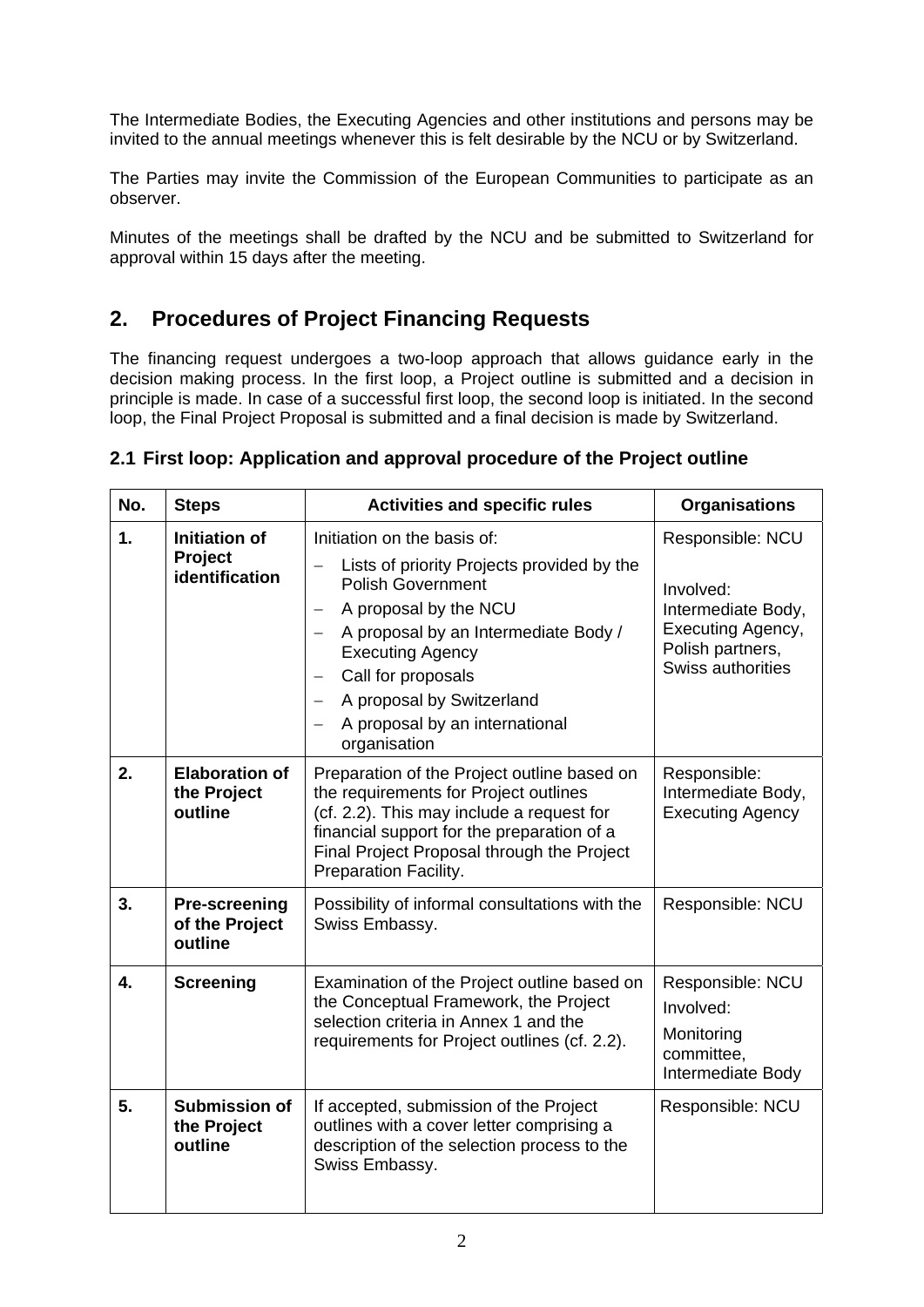The Intermediate Bodies, the Executing Agencies and other institutions and persons may be invited to the annual meetings whenever this is felt desirable by the NCU or by Switzerland.

The Parties may invite the Commission of the European Communities to participate as an observer.

Minutes of the meetings shall be drafted by the NCU and be submitted to Switzerland for approval within 15 days after the meeting.

## 2. Procedures of Project Financing Requests

The financing request undergoes a two-loop approach that allows guidance early in the decision making process. In the first loop, a Project outline is submitted and a decision in principle is made. In case of a successful first loop, the second loop is initiated. In the second loop, the Final Project Proposal is submitted and a final decision is made by Switzerland.

### 2.1 First loop: Application and approval procedure of the Project outline

| No. | Steps | Activities and specific rules | Organisations |
|---|---|---|---|
| 1. | **Initiation of Project identification** | Initiation on the basis of:<br>– Lists of priority Projects provided by the Polish Government<br>– A proposal by the NCU<br>– A proposal by an Intermediate Body / Executing Agency<br>– Call for proposals<br>– A proposal by Switzerland<br>– A proposal by an international organisation | Responsible: NCU<br><br>Involved: Intermediate Body, Executing Agency, Polish partners, Swiss authorities |
| 2. | **Elaboration of the Project outline** | Preparation of the Project outline based on the requirements for Project outlines (cf. 2.2). This may include a request for financial support for the preparation of a Final Project Proposal through the Project Preparation Facility. | Responsible: Intermediate Body, Executing Agency |
| 3. | **Pre-screening of the Project outline** | Possibility of informal consultations with the Swiss Embassy. | Responsible: NCU |
| 4. | **Screening** | Examination of the Project outline based on the Conceptual Framework, the Project selection criteria in Annex 1 and the requirements for Project outlines (cf. 2.2). | Responsible: NCU<br>Involved:<br>Monitoring committee, Intermediate Body |
| 5. | **Submission of the Project outline** | If accepted, submission of the Project outlines with a cover letter comprising a description of the selection process to the Swiss Embassy. | Responsible: NCU |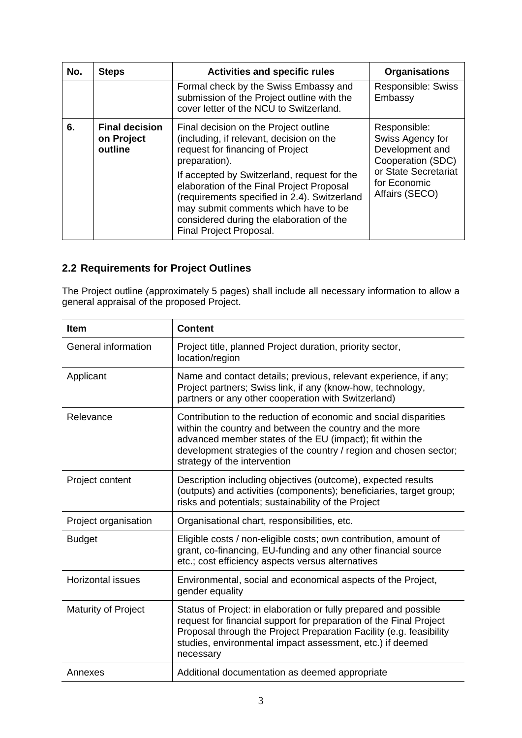| No. | Steps | Activities and specific rules | Organisations |
| --- | --- | --- | --- |
| | | Formal check by the Swiss Embassy and submission of the Project outline with the cover letter of the NCU to Switzerland. | Responsible: Swiss Embassy |
| **6.** | **Final decision on Project outline** | Final decision on the Project outline (including, if relevant, decision on the request for financing of Project preparation).<br><br>If accepted by Switzerland, request for the elaboration of the Final Project Proposal (requirements specified in 2.4). Switzerland may submit comments which have to be considered during the elaboration of the Final Project Proposal. | Responsible: Swiss Agency for Development and Cooperation (SDC) or State Secretariat for Economic Affairs (SECO) |

## 2.2 Requirements for Project Outlines

The Project outline (approximately 5 pages) shall include all necessary information to allow a general appraisal of the proposed Project.

| Item | Content |
| --- | --- |
| General information | Project title, planned Project duration, priority sector, location/region |
| Applicant | Name and contact details; previous, relevant experience, if any; Project partners; Swiss link, if any (know-how, technology, partners or any other cooperation with Switzerland) |
| Relevance | Contribution to the reduction of economic and social disparities within the country and between the country and the more advanced member states of the EU (impact); fit within the development strategies of the country / region and chosen sector; strategy of the intervention |
| Project content | Description including objectives (outcome), expected results (outputs) and activities (components); beneficiaries, target group; risks and potentials; sustainability of the Project |
| Project organisation | Organisational chart, responsibilities, etc. |
| Budget | Eligible costs / non-eligible costs; own contribution, amount of grant, co-financing, EU-funding and any other financial source etc.; cost efficiency aspects versus alternatives |
| Horizontal issues | Environmental, social and economical aspects of the Project, gender equality |
| Maturity of Project | Status of Project: in elaboration or fully prepared and possible request for financial support for preparation of the Final Project Proposal through the Project Preparation Facility (e.g. feasibility studies, environmental impact assessment, etc.) if deemed necessary |
| Annexes | Additional documentation as deemed appropriate |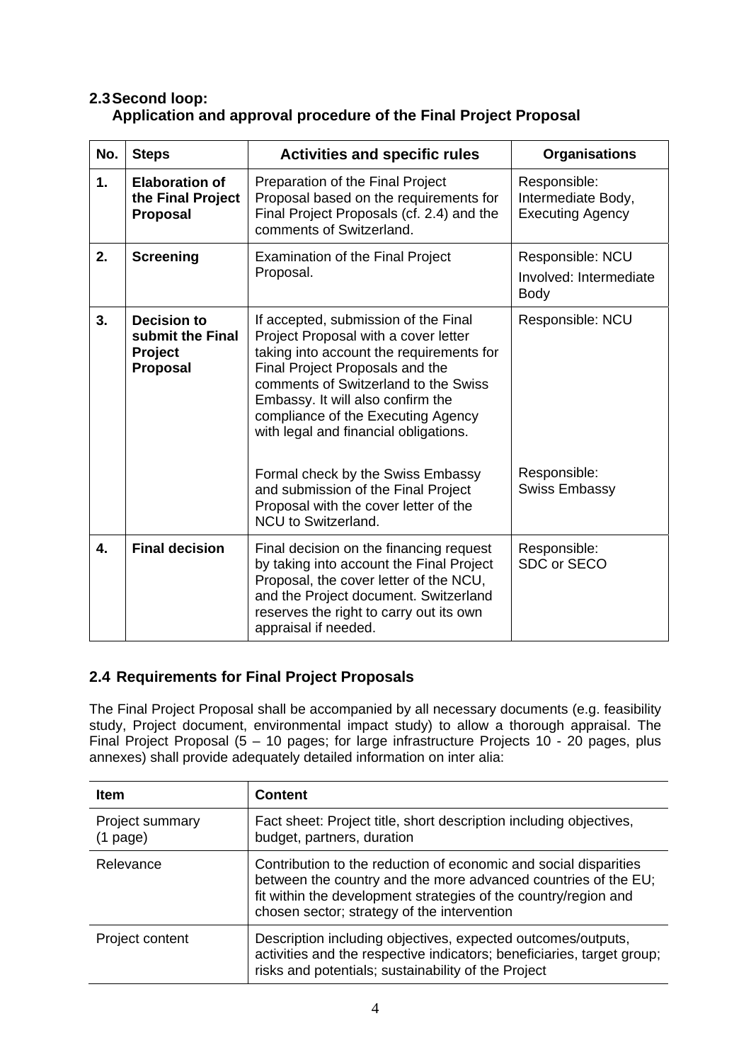## 2.3 Second loop: Application and approval procedure of the Final Project Proposal

| No. | Steps | Activities and specific rules | Organisations |
|---|---|---|---|
| 1. | **Elaboration of the Final Project Proposal** | Preparation of the Final Project Proposal based on the requirements for Final Project Proposals (cf. 2.4) and the comments of Switzerland. | Responsible: Intermediate Body, Executing Agency |
| 2. | **Screening** | Examination of the Final Project Proposal. | Responsible: NCU<br>Involved: Intermediate Body |
| 3. | **Decision to submit the Final Project Proposal** | If accepted, submission of the Final Project Proposal with a cover letter taking into account the requirements for Final Project Proposals and the comments of Switzerland to the Swiss Embassy. It will also confirm the compliance of the Executing Agency with legal and financial obligations.<br><br>Formal check by the Swiss Embassy and submission of the Final Project Proposal with the cover letter of the NCU to Switzerland. | Responsible: NCU<br><br>Responsible: Swiss Embassy |
| 4. | **Final decision** | Final decision on the financing request by taking into account the Final Project Proposal, the cover letter of the NCU, and the Project document. Switzerland reserves the right to carry out its own appraisal if needed. | Responsible: SDC or SECO |

## 2.4 Requirements for Final Project Proposals

The Final Project Proposal shall be accompanied by all necessary documents (e.g. feasibility study, Project document, environmental impact study) to allow a thorough appraisal. The Final Project Proposal (5 – 10 pages; for large infrastructure Projects 10 - 20 pages, plus annexes) shall provide adequately detailed information on inter alia:

| Item | Content |
|---|---|
| Project summary (1 page) | Fact sheet: Project title, short description including objectives, budget, partners, duration |
| Relevance | Contribution to the reduction of economic and social disparities between the country and the more advanced countries of the EU; fit within the development strategies of the country/region and chosen sector; strategy of the intervention |
| Project content | Description including objectives, expected outcomes/outputs, activities and the respective indicators; beneficiaries, target group; risks and potentials; sustainability of the Project |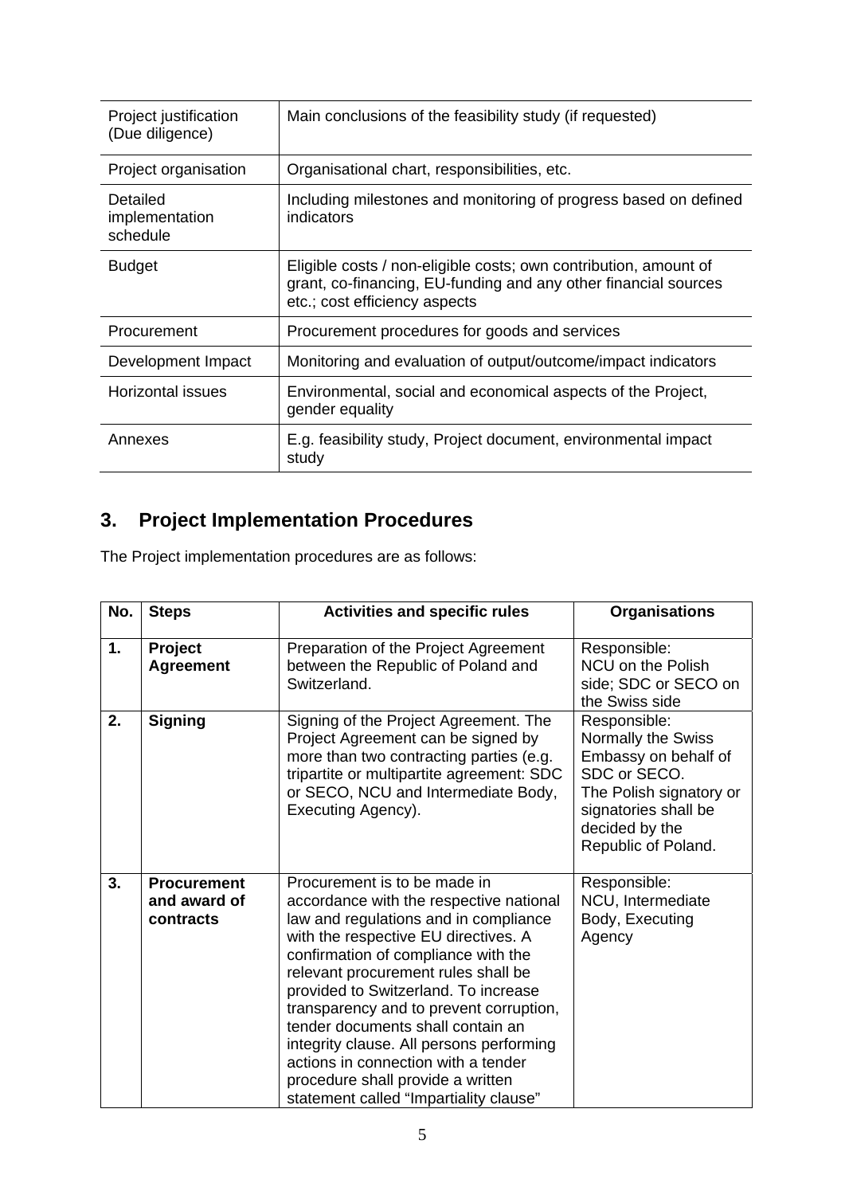| | |
|---|---|
| Project justification (Due diligence) | Main conclusions of the feasibility study (if requested) |
| Project organisation | Organisational chart, responsibilities, etc. |
| Detailed implementation schedule | Including milestones and monitoring of progress based on defined indicators |
| Budget | Eligible costs / non-eligible costs; own contribution, amount of grant, co-financing, EU-funding and any other financial sources etc.; cost efficiency aspects |
| Procurement | Procurement procedures for goods and services |
| Development Impact | Monitoring and evaluation of output/outcome/impact indicators |
| Horizontal issues | Environmental, social and economical aspects of the Project, gender equality |
| Annexes | E.g. feasibility study, Project document, environmental impact study |

## 3. Project Implementation Procedures

The Project implementation procedures are as follows:

| No. | Steps | Activities and specific rules | Organisations |
|---|---|---|---|
| **1.** | **Project Agreement** | Preparation of the Project Agreement between the Republic of Poland and Switzerland. | Responsible: NCU on the Polish side; SDC or SECO on the Swiss side |
| **2.** | **Signing** | Signing of the Project Agreement. The Project Agreement can be signed by more than two contracting parties (e.g. tripartite or multipartite agreement: SDC or SECO, NCU and Intermediate Body, Executing Agency). | Responsible: Normally the Swiss Embassy on behalf of SDC or SECO. The Polish signatory or signatories shall be decided by the Republic of Poland. |
| **3.** | **Procurement and award of contracts** | Procurement is to be made in accordance with the respective national law and regulations and in compliance with the respective EU directives. A confirmation of compliance with the relevant procurement rules shall be provided to Switzerland. To increase transparency and to prevent corruption, tender documents shall contain an integrity clause. All persons performing actions in connection with a tender procedure shall provide a written statement called "Impartiality clause" | Responsible: NCU, Intermediate Body, Executing Agency |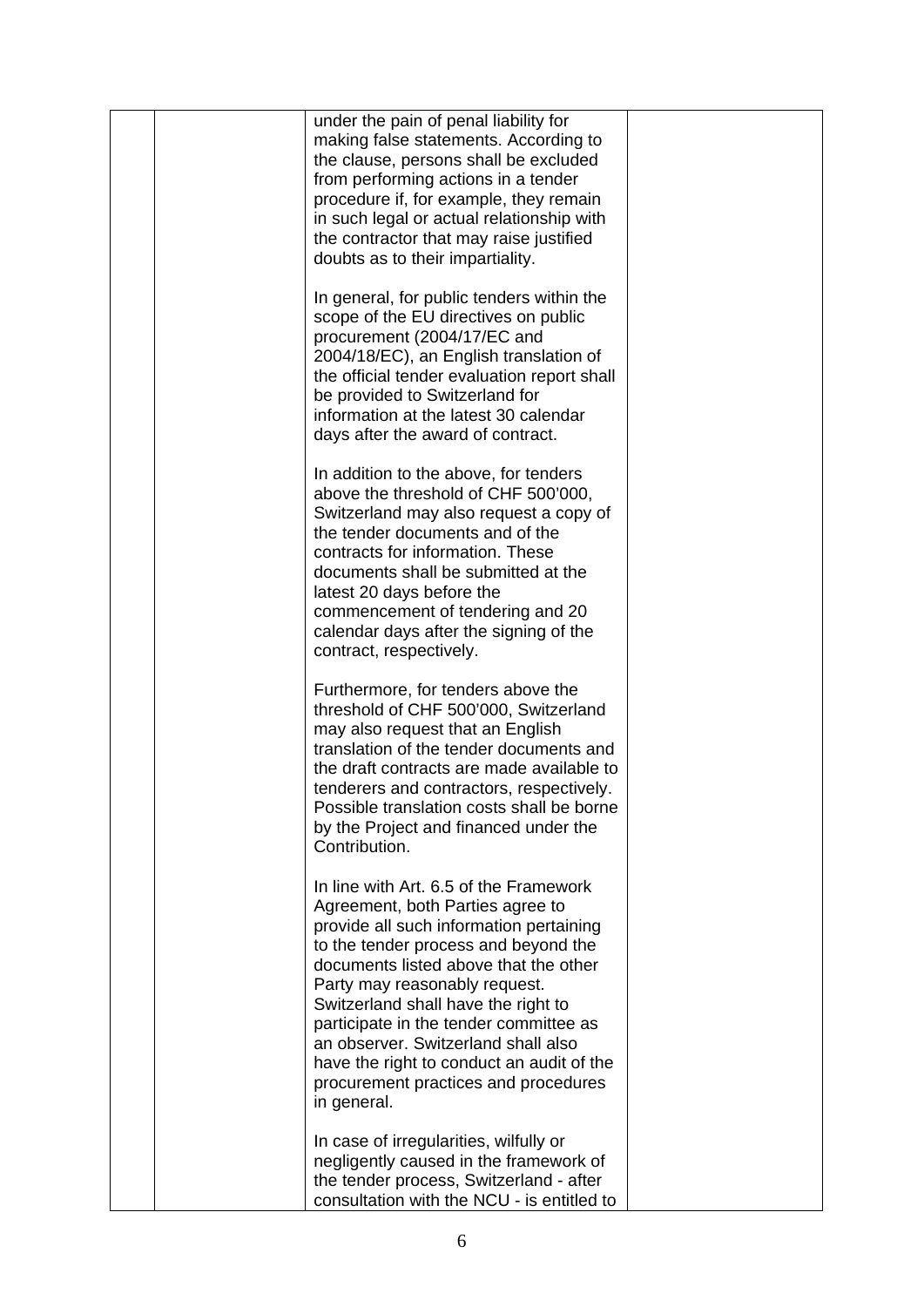| | | under the pain of penal liability for making false statements. According to the clause, persons shall be excluded from performing actions in a tender procedure if, for example, they remain in such legal or actual relationship with the contractor that may raise justified doubts as to their impartiality.<br><br>In general, for public tenders within the scope of the EU directives on public procurement (2004/17/EC and 2004/18/EC), an English translation of the official tender evaluation report shall be provided to Switzerland for information at the latest 30 calendar days after the award of contract.<br><br>In addition to the above, for tenders above the threshold of CHF 500'000, Switzerland may also request a copy of the tender documents and of the contracts for information. These documents shall be submitted at the latest 20 days before the commencement of tendering and 20 calendar days after the signing of the contract, respectively.<br><br>Furthermore, for tenders above the threshold of CHF 500'000, Switzerland may also request that an English translation of the tender documents and the draft contracts are made available to tenderers and contractors, respectively. Possible translation costs shall be borne by the Project and financed under the Contribution.<br><br>In line with Art. 6.5 of the Framework Agreement, both Parties agree to provide all such information pertaining to the tender process and beyond the documents listed above that the other Party may reasonably request. Switzerland shall have the right to participate in the tender committee as an observer. Switzerland shall also have the right to conduct an audit of the procurement practices and procedures in general.<br><br>In case of irregularities, wilfully or negligently caused in the framework of the tender process, Switzerland - after consultation with the NCU - is entitled to | |
|---|---|---|---|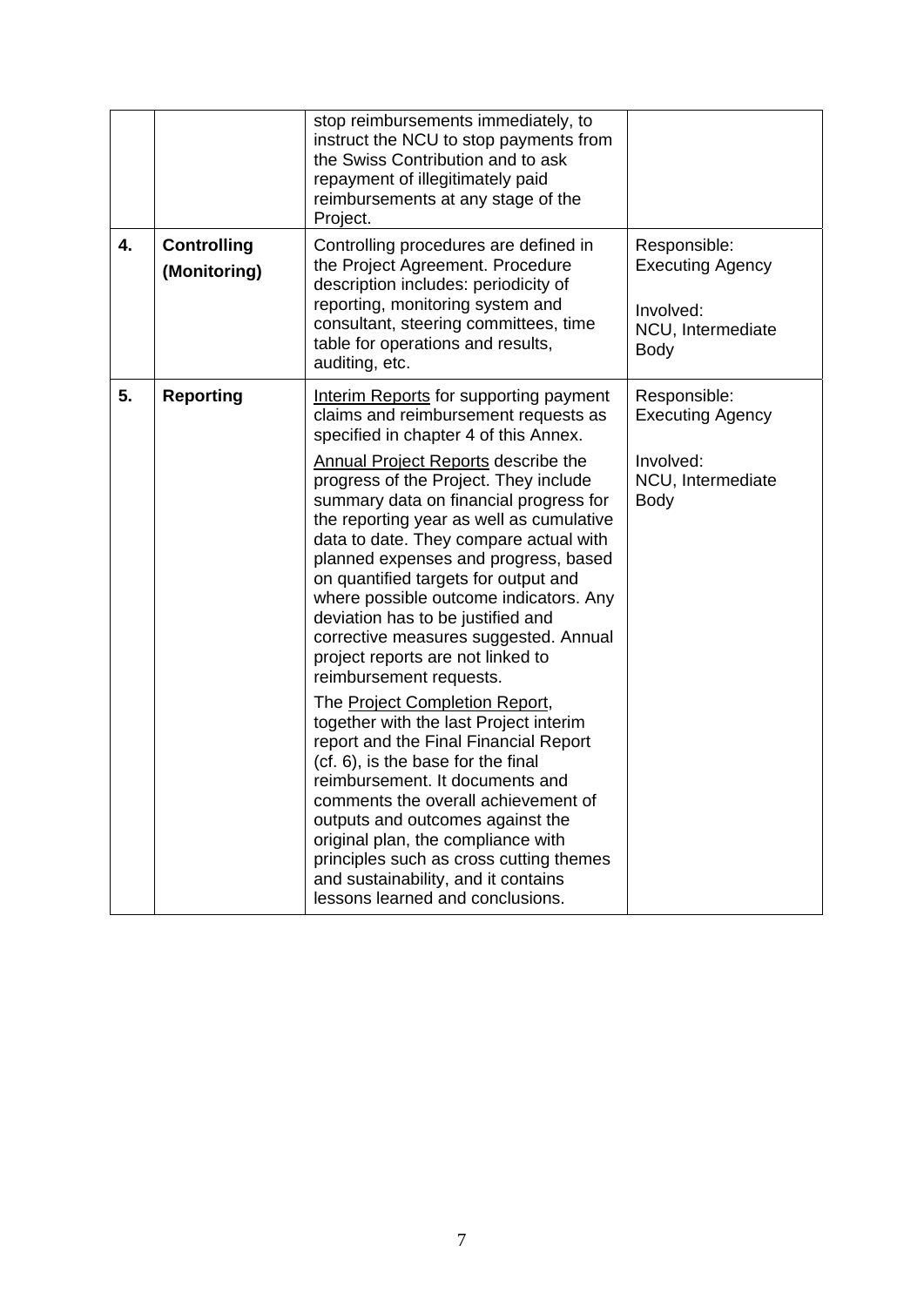| | | | |
|---|---|---|---|
| | | stop reimbursements immediately, to instruct the NCU to stop payments from the Swiss Contribution and to ask repayment of illegitimately paid reimbursements at any stage of the Project. | |
| **4.** | **Controlling (Monitoring)** | Controlling procedures are defined in the Project Agreement. Procedure description includes: periodicity of reporting, monitoring system and consultant, steering committees, time table for operations and results, auditing, etc. | Responsible: Executing Agency<br><br>Involved: NCU, Intermediate Body |
| **5.** | **Reporting** | Interim Reports for supporting payment claims and reimbursement requests as specified in chapter 4 of this Annex.<br><br>Annual Project Reports describe the progress of the Project. They include summary data on financial progress for the reporting year as well as cumulative data to date. They compare actual with planned expenses and progress, based on quantified targets for output and where possible outcome indicators. Any deviation has to be justified and corrective measures suggested. Annual project reports are not linked to reimbursement requests.<br><br>The Project Completion Report, together with the last Project interim report and the Final Financial Report (cf. 6), is the base for the final reimbursement. It documents and comments the overall achievement of outputs and outcomes against the original plan, the compliance with principles such as cross cutting themes and sustainability, and it contains lessons learned and conclusions. | Responsible: Executing Agency<br><br>Involved: NCU, Intermediate Body |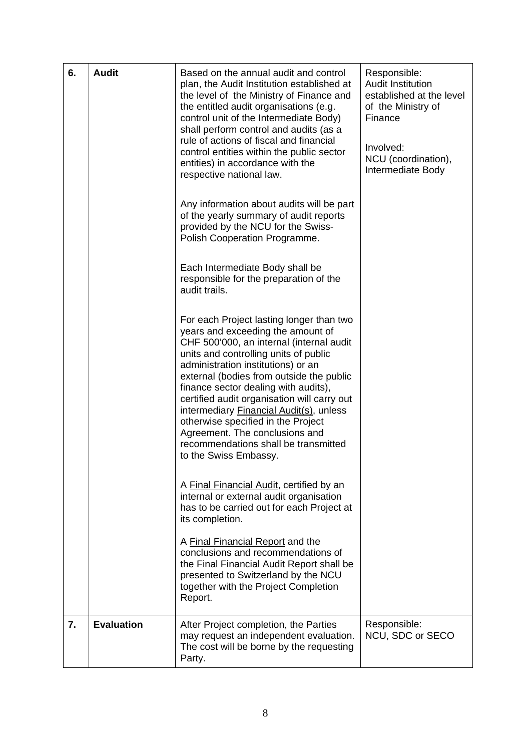| 6. | **Audit** | Based on the annual audit and control plan, the Audit Institution established at the level of the Ministry of Finance and the entitled audit organisations (e.g. control unit of the Intermediate Body) shall perform control and audits (as a rule of actions of fiscal and financial control entities within the public sector entities) in accordance with the respective national law.<br><br>Any information about audits will be part of the yearly summary of audit reports provided by the NCU for the Swiss-Polish Cooperation Programme.<br><br>Each Intermediate Body shall be responsible for the preparation of the audit trails.<br><br>For each Project lasting longer than two years and exceeding the amount of CHF 500'000, an internal (internal audit units and controlling units of public administration institutions) or an external (bodies from outside the public finance sector dealing with audits), certified audit organisation will carry out intermediary Financial Audit(s), unless otherwise specified in the Project Agreement. The conclusions and recommendations shall be transmitted to the Swiss Embassy.<br><br>A Final Financial Audit, certified by an internal or external audit organisation has to be carried out for each Project at its completion.<br><br>A Final Financial Report and the conclusions and recommendations of the Final Financial Audit Report shall be presented to Switzerland by the NCU together with the Project Completion Report. | Responsible:<br>Audit Institution established at the level of the Ministry of Finance<br><br>Involved:<br>NCU (coordination), Intermediate Body |
|---|---|---|---|
| 7. | **Evaluation** | After Project completion, the Parties may request an independent evaluation. The cost will be borne by the requesting Party. | Responsible:<br>NCU, SDC or SECO |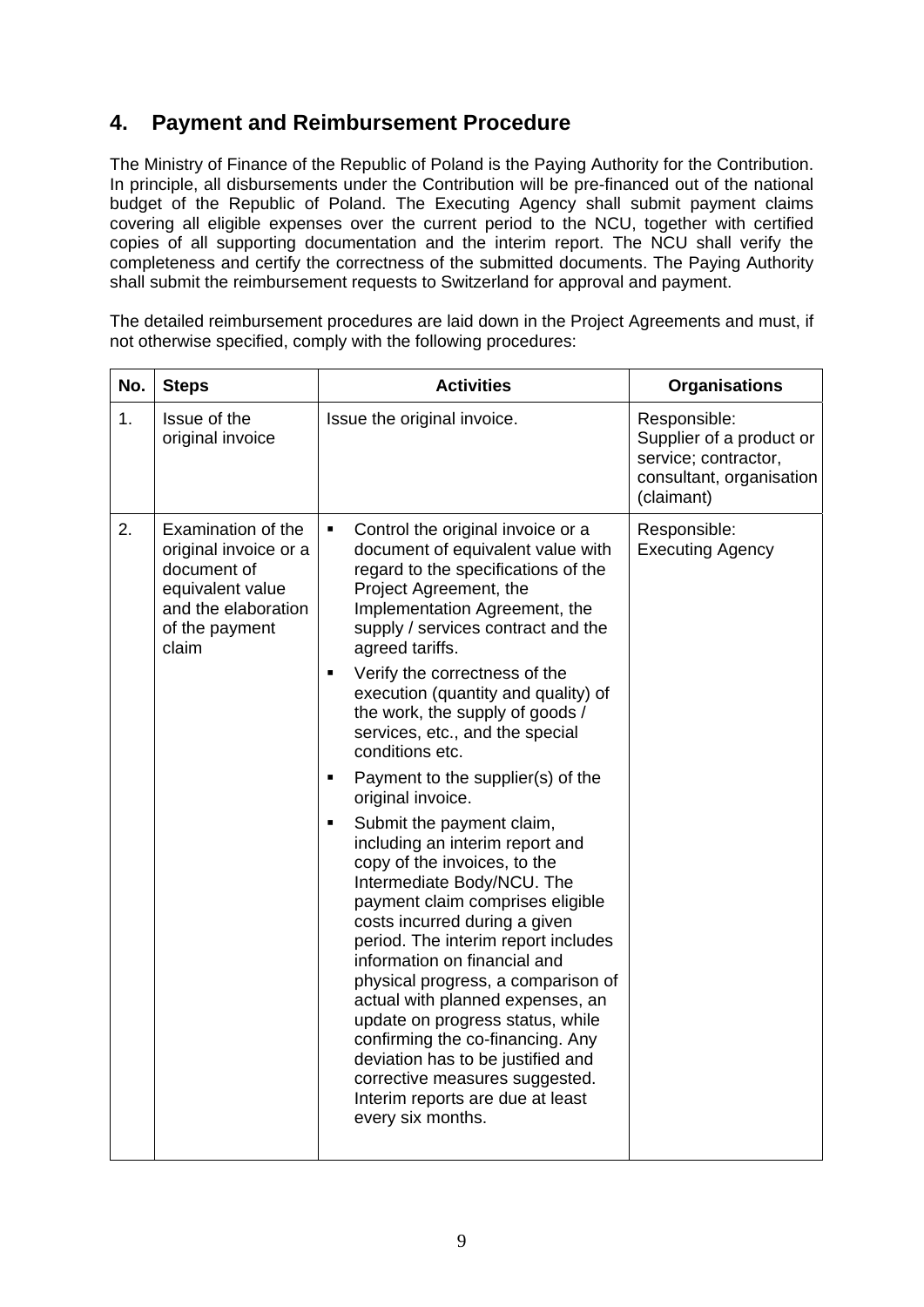## 4. Payment and Reimbursement Procedure

The Ministry of Finance of the Republic of Poland is the Paying Authority for the Contribution. In principle, all disbursements under the Contribution will be pre-financed out of the national budget of the Republic of Poland. The Executing Agency shall submit payment claims covering all eligible expenses over the current period to the NCU, together with certified copies of all supporting documentation and the interim report. The NCU shall verify the completeness and certify the correctness of the submitted documents. The Paying Authority shall submit the reimbursement requests to Switzerland for approval and payment.

The detailed reimbursement procedures are laid down in the Project Agreements and must, if not otherwise specified, comply with the following procedures:

| No. | Steps | Activities | Organisations |
|---|---|---|---|
| 1. | Issue of the original invoice | Issue the original invoice. | Responsible: Supplier of a product or service; contractor, consultant, organisation (claimant) |
| 2. | Examination of the original invoice or a document of equivalent value and the elaboration of the payment claim | ▪ Control the original invoice or a document of equivalent value with regard to the specifications of the Project Agreement, the Implementation Agreement, the supply / services contract and the agreed tariffs.<br>▪ Verify the correctness of the execution (quantity and quality) of the work, the supply of goods / services, etc., and the special conditions etc.<br>▪ Payment to the supplier(s) of the original invoice.<br>▪ Submit the payment claim, including an interim report and copy of the invoices, to the Intermediate Body/NCU. The payment claim comprises eligible costs incurred during a given period. The interim report includes information on financial and physical progress, a comparison of actual with planned expenses, an update on progress status, while confirming the co-financing. Any deviation has to be justified and corrective measures suggested. Interim reports are due at least every six months. | Responsible: Executing Agency |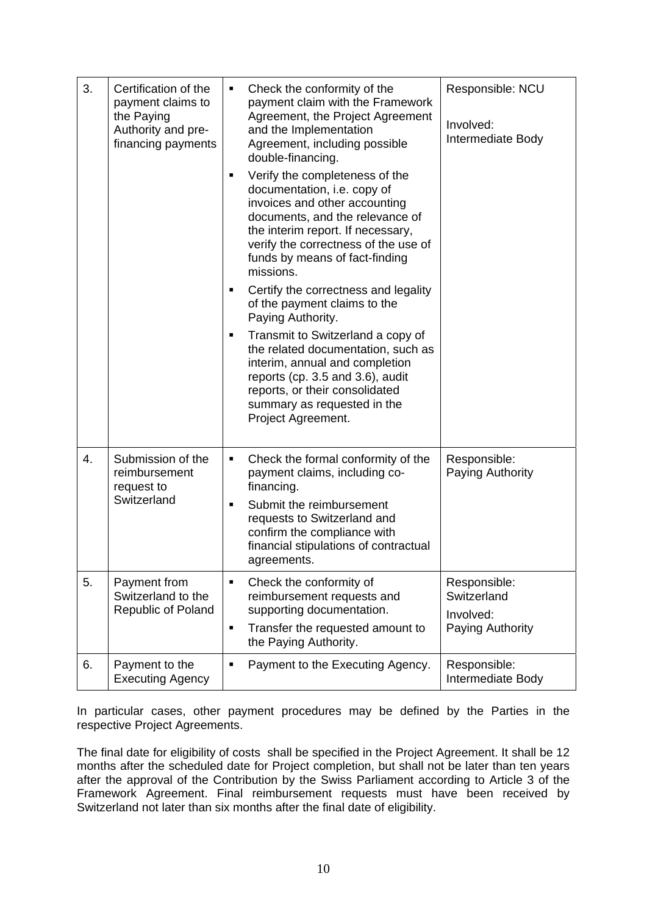| | | | |
|---|---|---|---|
| 3. | Certification of the payment claims to the Paying Authority and pre-financing payments | ▪ Check the conformity of the payment claim with the Framework Agreement, the Project Agreement and the Implementation Agreement, including possible double-financing.<br>▪ Verify the completeness of the documentation, i.e. copy of invoices and other accounting documents, and the relevance of the interim report. If necessary, verify the correctness of the use of funds by means of fact-finding missions.<br>▪ Certify the correctness and legality of the payment claims to the Paying Authority.<br>▪ Transmit to Switzerland a copy of the related documentation, such as interim, annual and completion reports (cp. 3.5 and 3.6), audit reports, or their consolidated summary as requested in the Project Agreement. | Responsible: NCU<br><br>Involved: Intermediate Body |
| 4. | Submission of the reimbursement request to Switzerland | ▪ Check the formal conformity of the payment claims, including co-financing.<br>▪ Submit the reimbursement requests to Switzerland and confirm the compliance with financial stipulations of contractual agreements. | Responsible: Paying Authority |
| 5. | Payment from Switzerland to the Republic of Poland | ▪ Check the conformity of reimbursement requests and supporting documentation.<br>▪ Transfer the requested amount to the Paying Authority. | Responsible: Switzerland<br>Involved: Paying Authority |
| 6. | Payment to the Executing Agency | ▪ Payment to the Executing Agency. | Responsible: Intermediate Body |

In particular cases, other payment procedures may be defined by the Parties in the respective Project Agreements.

The final date for eligibility of costs shall be specified in the Project Agreement. It shall be 12 months after the scheduled date for Project completion, but shall not be later than ten years after the approval of the Contribution by the Swiss Parliament according to Article 3 of the Framework Agreement. Final reimbursement requests must have been received by Switzerland not later than six months after the final date of eligibility.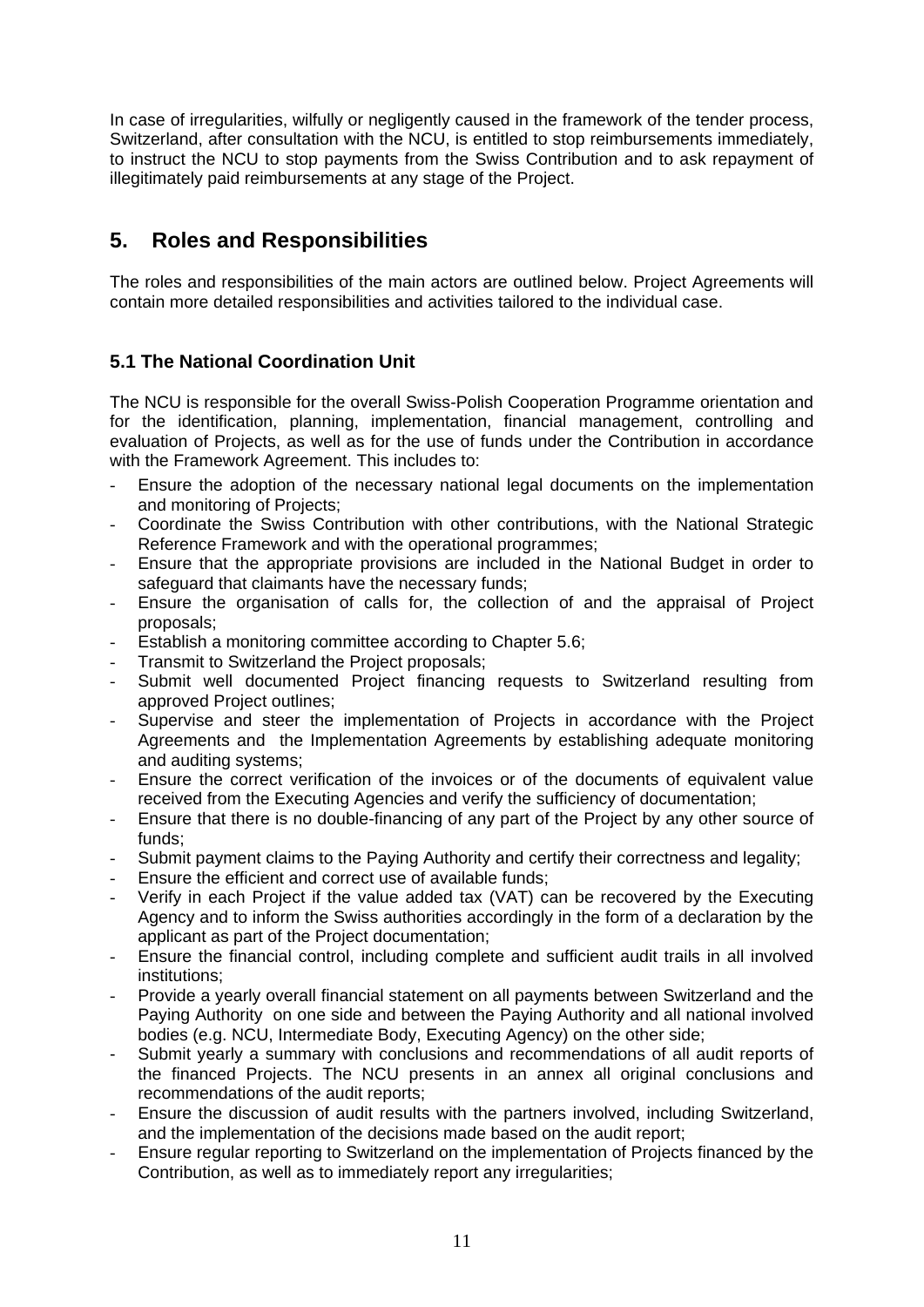In case of irregularities, wilfully or negligently caused in the framework of the tender process, Switzerland, after consultation with the NCU, is entitled to stop reimbursements immediately, to instruct the NCU to stop payments from the Swiss Contribution and to ask repayment of illegitimately paid reimbursements at any stage of the Project.

## 5. Roles and Responsibilities

The roles and responsibilities of the main actors are outlined below. Project Agreements will contain more detailed responsibilities and activities tailored to the individual case.

### 5.1 The National Coordination Unit

The NCU is responsible for the overall Swiss-Polish Cooperation Programme orientation and for the identification, planning, implementation, financial management, controlling and evaluation of Projects, as well as for the use of funds under the Contribution in accordance with the Framework Agreement. This includes to:

- Ensure the adoption of the necessary national legal documents on the implementation and monitoring of Projects;
- Coordinate the Swiss Contribution with other contributions, with the National Strategic Reference Framework and with the operational programmes;
- Ensure that the appropriate provisions are included in the National Budget in order to safeguard that claimants have the necessary funds;
- Ensure the organisation of calls for, the collection of and the appraisal of Project proposals;
- Establish a monitoring committee according to Chapter 5.6;
- Transmit to Switzerland the Project proposals;
- Submit well documented Project financing requests to Switzerland resulting from approved Project outlines;
- Supervise and steer the implementation of Projects in accordance with the Project Agreements and the Implementation Agreements by establishing adequate monitoring and auditing systems;
- Ensure the correct verification of the invoices or of the documents of equivalent value received from the Executing Agencies and verify the sufficiency of documentation;
- Ensure that there is no double-financing of any part of the Project by any other source of funds;
- Submit payment claims to the Paying Authority and certify their correctness and legality;
- Ensure the efficient and correct use of available funds;
- Verify in each Project if the value added tax (VAT) can be recovered by the Executing Agency and to inform the Swiss authorities accordingly in the form of a declaration by the applicant as part of the Project documentation;
- Ensure the financial control, including complete and sufficient audit trails in all involved institutions;
- Provide a yearly overall financial statement on all payments between Switzerland and the Paying Authority on one side and between the Paying Authority and all national involved bodies (e.g. NCU, Intermediate Body, Executing Agency) on the other side;
- Submit yearly a summary with conclusions and recommendations of all audit reports of the financed Projects. The NCU presents in an annex all original conclusions and recommendations of the audit reports;
- Ensure the discussion of audit results with the partners involved, including Switzerland, and the implementation of the decisions made based on the audit report;
- Ensure regular reporting to Switzerland on the implementation of Projects financed by the Contribution, as well as to immediately report any irregularities;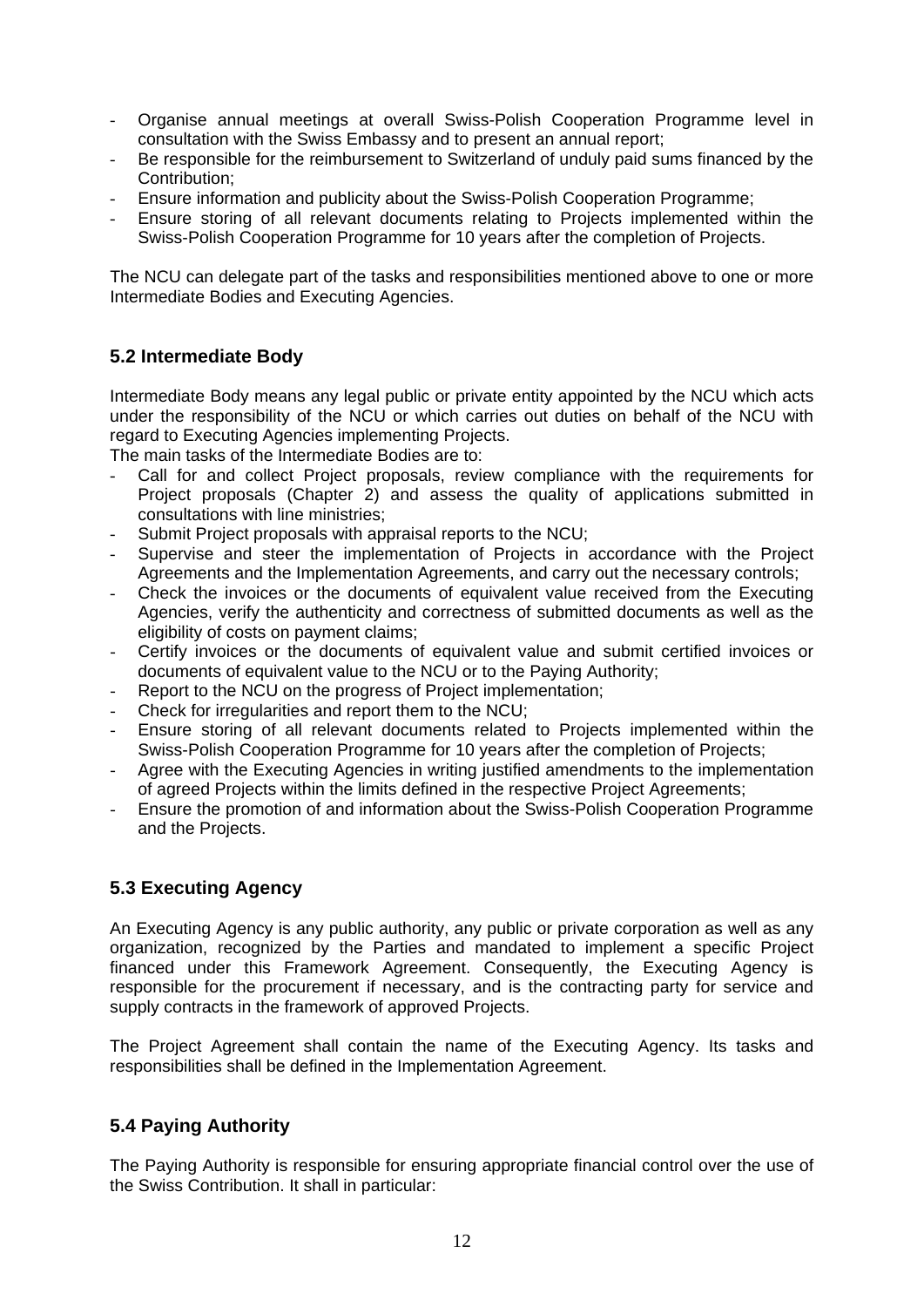- Organise annual meetings at overall Swiss-Polish Cooperation Programme level in consultation with the Swiss Embassy and to present an annual report;
- Be responsible for the reimbursement to Switzerland of unduly paid sums financed by the Contribution;
- Ensure information and publicity about the Swiss-Polish Cooperation Programme;
- Ensure storing of all relevant documents relating to Projects implemented within the Swiss-Polish Cooperation Programme for 10 years after the completion of Projects.

The NCU can delegate part of the tasks and responsibilities mentioned above to one or more Intermediate Bodies and Executing Agencies.

## 5.2 Intermediate Body

Intermediate Body means any legal public or private entity appointed by the NCU which acts under the responsibility of the NCU or which carries out duties on behalf of the NCU with regard to Executing Agencies implementing Projects.

The main tasks of the Intermediate Bodies are to:

- Call for and collect Project proposals, review compliance with the requirements for Project proposals (Chapter 2) and assess the quality of applications submitted in consultations with line ministries;
- Submit Project proposals with appraisal reports to the NCU;
- Supervise and steer the implementation of Projects in accordance with the Project Agreements and the Implementation Agreements, and carry out the necessary controls;
- Check the invoices or the documents of equivalent value received from the Executing Agencies, verify the authenticity and correctness of submitted documents as well as the eligibility of costs on payment claims;
- Certify invoices or the documents of equivalent value and submit certified invoices or documents of equivalent value to the NCU or to the Paying Authority;
- Report to the NCU on the progress of Project implementation;
- Check for irregularities and report them to the NCU;
- Ensure storing of all relevant documents related to Projects implemented within the Swiss-Polish Cooperation Programme for 10 years after the completion of Projects;
- Agree with the Executing Agencies in writing justified amendments to the implementation of agreed Projects within the limits defined in the respective Project Agreements;
- Ensure the promotion of and information about the Swiss-Polish Cooperation Programme and the Projects.

## 5.3 Executing Agency

An Executing Agency is any public authority, any public or private corporation as well as any organization, recognized by the Parties and mandated to implement a specific Project financed under this Framework Agreement. Consequently, the Executing Agency is responsible for the procurement if necessary, and is the contracting party for service and supply contracts in the framework of approved Projects.

The Project Agreement shall contain the name of the Executing Agency. Its tasks and responsibilities shall be defined in the Implementation Agreement.

## 5.4 Paying Authority

The Paying Authority is responsible for ensuring appropriate financial control over the use of the Swiss Contribution. It shall in particular: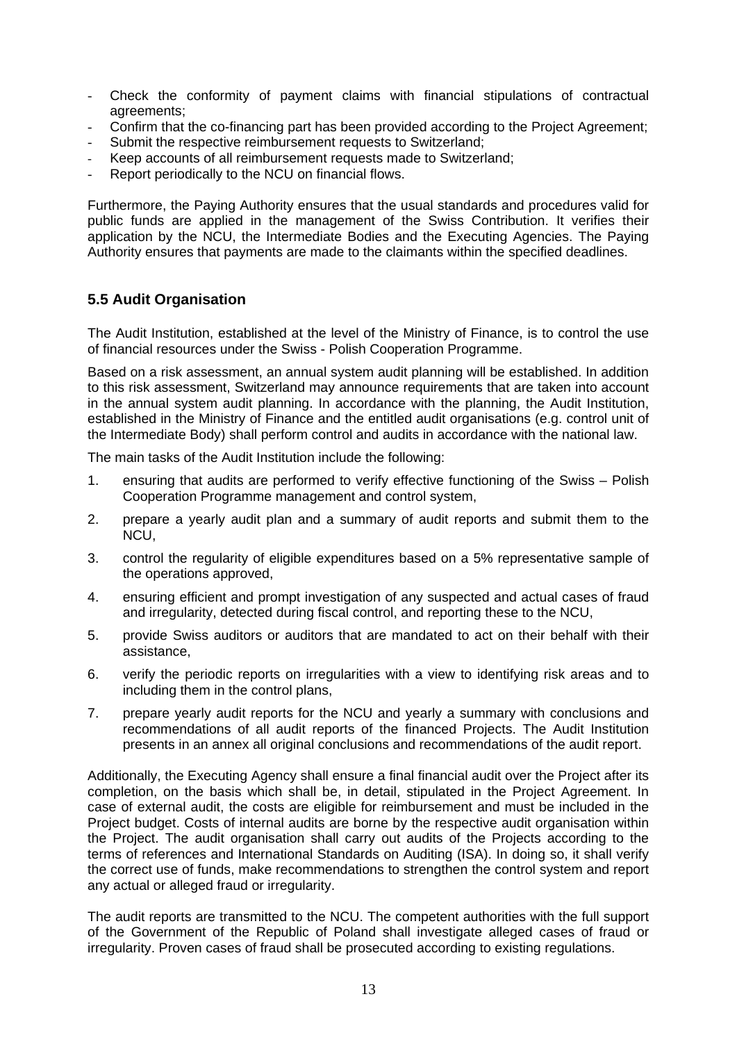- Check the conformity of payment claims with financial stipulations of contractual agreements;
- Confirm that the co-financing part has been provided according to the Project Agreement;
- Submit the respective reimbursement requests to Switzerland;
- Keep accounts of all reimbursement requests made to Switzerland;
- Report periodically to the NCU on financial flows.

Furthermore, the Paying Authority ensures that the usual standards and procedures valid for public funds are applied in the management of the Swiss Contribution. It verifies their application by the NCU, the Intermediate Bodies and the Executing Agencies. The Paying Authority ensures that payments are made to the claimants within the specified deadlines.

## 5.5 Audit Organisation

The Audit Institution, established at the level of the Ministry of Finance, is to control the use of financial resources under the Swiss - Polish Cooperation Programme.

Based on a risk assessment, an annual system audit planning will be established. In addition to this risk assessment, Switzerland may announce requirements that are taken into account in the annual system audit planning. In accordance with the planning, the Audit Institution, established in the Ministry of Finance and the entitled audit organisations (e.g. control unit of the Intermediate Body) shall perform control and audits in accordance with the national law.

The main tasks of the Audit Institution include the following:

1. ensuring that audits are performed to verify effective functioning of the Swiss – Polish Cooperation Programme management and control system,
2. prepare a yearly audit plan and a summary of audit reports and submit them to the NCU,
3. control the regularity of eligible expenditures based on a 5% representative sample of the operations approved,
4. ensuring efficient and prompt investigation of any suspected and actual cases of fraud and irregularity, detected during fiscal control, and reporting these to the NCU,
5. provide Swiss auditors or auditors that are mandated to act on their behalf with their assistance,
6. verify the periodic reports on irregularities with a view to identifying risk areas and to including them in the control plans,
7. prepare yearly audit reports for the NCU and yearly a summary with conclusions and recommendations of all audit reports of the financed Projects. The Audit Institution presents in an annex all original conclusions and recommendations of the audit report.

Additionally, the Executing Agency shall ensure a final financial audit over the Project after its completion, on the basis which shall be, in detail, stipulated in the Project Agreement. In case of external audit, the costs are eligible for reimbursement and must be included in the Project budget. Costs of internal audits are borne by the respective audit organisation within the Project. The audit organisation shall carry out audits of the Projects according to the terms of references and International Standards on Auditing (ISA). In doing so, it shall verify the correct use of funds, make recommendations to strengthen the control system and report any actual or alleged fraud or irregularity.

The audit reports are transmitted to the NCU. The competent authorities with the full support of the Government of the Republic of Poland shall investigate alleged cases of fraud or irregularity. Proven cases of fraud shall be prosecuted according to existing regulations.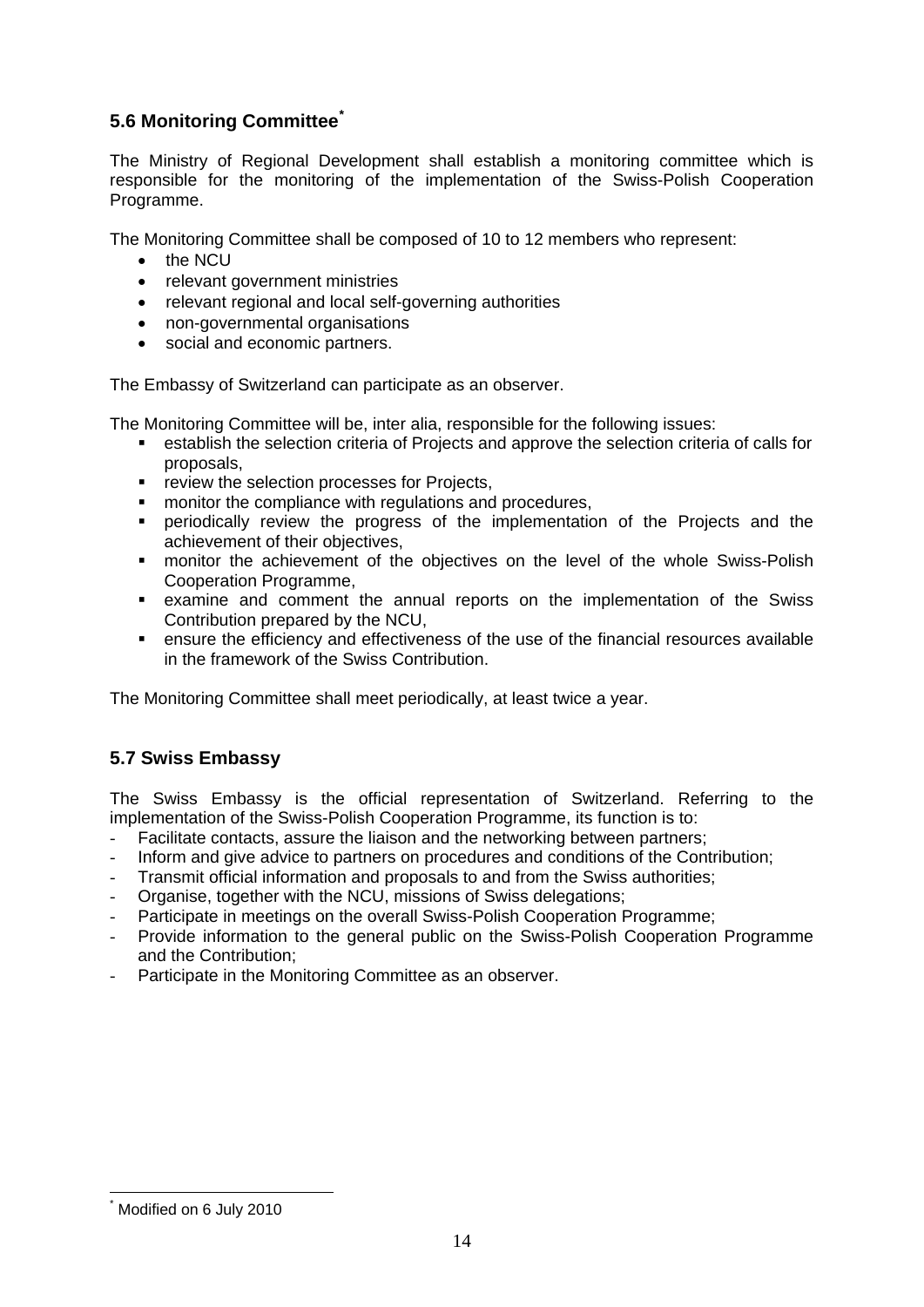## 5.6 Monitoring Committee[*]

The Ministry of Regional Development shall establish a monitoring committee which is responsible for the monitoring of the implementation of the Swiss-Polish Cooperation Programme.

The Monitoring Committee shall be composed of 10 to 12 members who represent:

- the NCU
- relevant government ministries
- relevant regional and local self-governing authorities
- non-governmental organisations
- social and economic partners.

The Embassy of Switzerland can participate as an observer.

The Monitoring Committee will be, inter alia, responsible for the following issues:

- establish the selection criteria of Projects and approve the selection criteria of calls for proposals,
- review the selection processes for Projects,
- monitor the compliance with regulations and procedures,
- periodically review the progress of the implementation of the Projects and the achievement of their objectives,
- monitor the achievement of the objectives on the level of the whole Swiss-Polish Cooperation Programme,
- examine and comment the annual reports on the implementation of the Swiss Contribution prepared by the NCU,
- ensure the efficiency and effectiveness of the use of the financial resources available in the framework of the Swiss Contribution.

The Monitoring Committee shall meet periodically, at least twice a year.

## 5.7 Swiss Embassy

The Swiss Embassy is the official representation of Switzerland. Referring to the implementation of the Swiss-Polish Cooperation Programme, its function is to:

- Facilitate contacts, assure the liaison and the networking between partners;
- Inform and give advice to partners on procedures and conditions of the Contribution;
- Transmit official information and proposals to and from the Swiss authorities;
- Organise, together with the NCU, missions of Swiss delegations;
- Participate in meetings on the overall Swiss-Polish Cooperation Programme;
- Provide information to the general public on the Swiss-Polish Cooperation Programme and the Contribution;
- Participate in the Monitoring Committee as an observer.

[*] Modified on 6 July 2010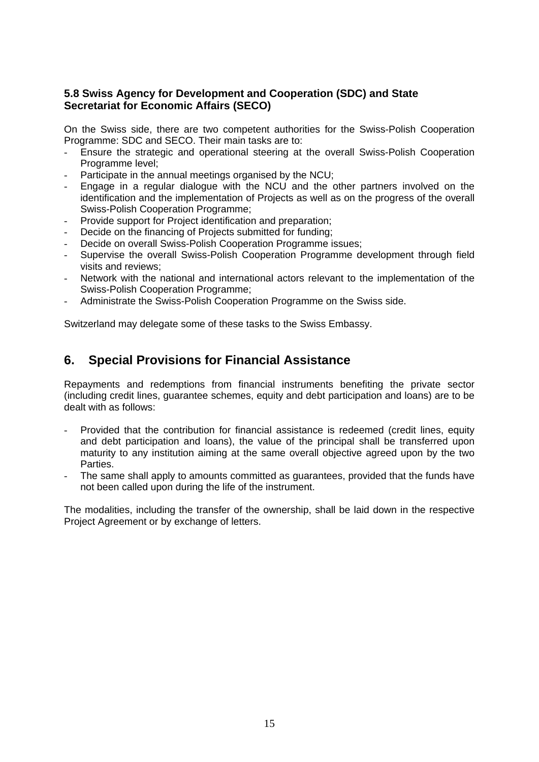### 5.8 Swiss Agency for Development and Cooperation (SDC) and State Secretariat for Economic Affairs (SECO)

On the Swiss side, there are two competent authorities for the Swiss-Polish Cooperation Programme: SDC and SECO. Their main tasks are to:

- Ensure the strategic and operational steering at the overall Swiss-Polish Cooperation Programme level;
- Participate in the annual meetings organised by the NCU;
- Engage in a regular dialogue with the NCU and the other partners involved on the identification and the implementation of Projects as well as on the progress of the overall Swiss-Polish Cooperation Programme;
- Provide support for Project identification and preparation;
- Decide on the financing of Projects submitted for funding;
- Decide on overall Swiss-Polish Cooperation Programme issues;
- Supervise the overall Swiss-Polish Cooperation Programme development through field visits and reviews;
- Network with the national and international actors relevant to the implementation of the Swiss-Polish Cooperation Programme;
- Administrate the Swiss-Polish Cooperation Programme on the Swiss side.

Switzerland may delegate some of these tasks to the Swiss Embassy.

## 6. Special Provisions for Financial Assistance

Repayments and redemptions from financial instruments benefiting the private sector (including credit lines, guarantee schemes, equity and debt participation and loans) are to be dealt with as follows:

- Provided that the contribution for financial assistance is redeemed (credit lines, equity and debt participation and loans), the value of the principal shall be transferred upon maturity to any institution aiming at the same overall objective agreed upon by the two Parties.
- The same shall apply to amounts committed as guarantees, provided that the funds have not been called upon during the life of the instrument.

The modalities, including the transfer of the ownership, shall be laid down in the respective Project Agreement or by exchange of letters.